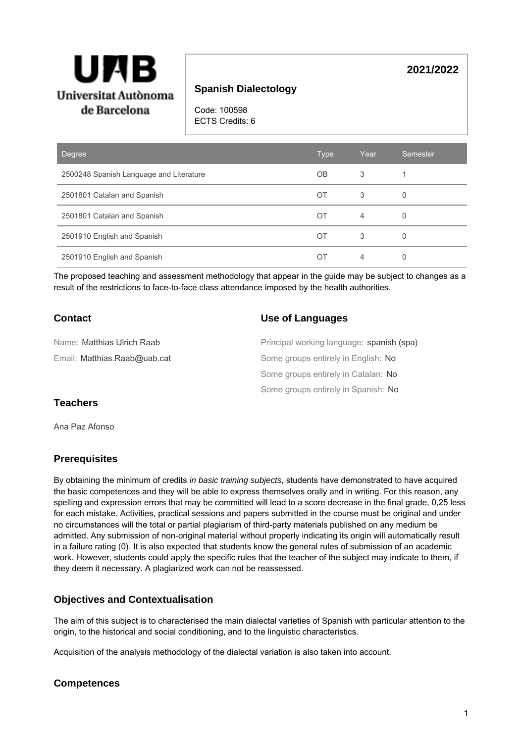**Universitat Autònoma de Barcelona**

# Spanish Dialectology

**2021/2022**

Code: 100598
ECTS Credits: 6

| Degree | Type | Year | Semester |
|---|---|---|---|
| 2500248 Spanish Language and Literature | OB | 3 | 1 |
| 2501801 Catalan and Spanish | OT | 3 | 0 |
| 2501801 Catalan and Spanish | OT | 4 | 0 |
| 2501910 English and Spanish | OT | 3 | 0 |
| 2501910 English and Spanish | OT | 4 | 0 |

The proposed teaching and assessment methodology that appear in the guide may be subject to changes as a result of the restrictions to face-to-face class attendance imposed by the health authorities.

## Contact

Name: Matthias Ulrich Raab

Email: Matthias.Raab@uab.cat

## Use of Languages

Principal working language: spanish (spa)

Some groups entirely in English: No

Some groups entirely in Catalan: No

Some groups entirely in Spanish: No

## Teachers

Ana Paz Afonso

## Prerequisites

By obtaining the minimum of credits *in basic training subjects*, students have demonstrated to have acquired the basic competences and they will be able to express themselves orally and in writing. For this reason, any spelling and expression errors that may be committed will lead to a score decrease in the final grade, 0,25 less for each mistake. Activities, practical sessions and papers submitted in the course must be original and under no circumstances will the total or partial plagiarism of third-party materials published on any medium be admitted. Any submission of non-original material without properly indicating its origin will automatically result in a failure rating (0). It is also expected that students know the general rules of submission of an academic work. However, students could apply the specific rules that the teacher of the subject may indicate to them, if they deem it necessary. A plagiarized work can not be reassessed.

## Objectives and Contextualisation

The aim of this subject is to characterised the main dialectal varieties of Spanish with particular attention to the origin, to the historical and social conditioning, and to the linguistic characteristics.

Acquisition of the analysis methodology of the dialectal variation is also taken into account.

## Competences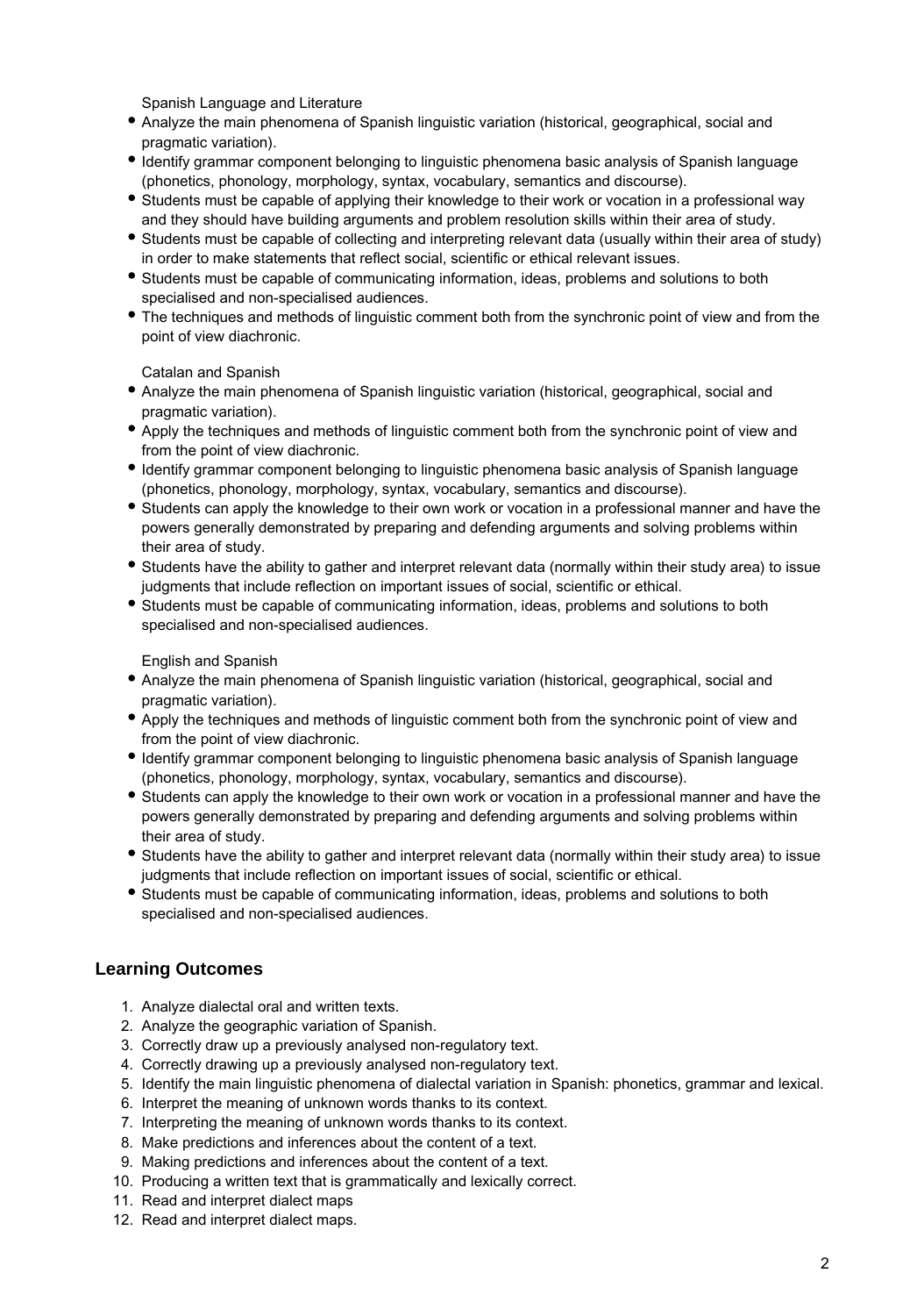Spanish Language and Literature

- Analyze the main phenomena of Spanish linguistic variation (historical, geographical, social and pragmatic variation).
- Identify grammar component belonging to linguistic phenomena basic analysis of Spanish language (phonetics, phonology, morphology, syntax, vocabulary, semantics and discourse).
- Students must be capable of applying their knowledge to their work or vocation in a professional way and they should have building arguments and problem resolution skills within their area of study.
- Students must be capable of collecting and interpreting relevant data (usually within their area of study) in order to make statements that reflect social, scientific or ethical relevant issues.
- Students must be capable of communicating information, ideas, problems and solutions to both specialised and non-specialised audiences.
- The techniques and methods of linguistic comment both from the synchronic point of view and from the point of view diachronic.

Catalan and Spanish

- Analyze the main phenomena of Spanish linguistic variation (historical, geographical, social and pragmatic variation).
- Apply the techniques and methods of linguistic comment both from the synchronic point of view and from the point of view diachronic.
- Identify grammar component belonging to linguistic phenomena basic analysis of Spanish language (phonetics, phonology, morphology, syntax, vocabulary, semantics and discourse).
- Students can apply the knowledge to their own work or vocation in a professional manner and have the powers generally demonstrated by preparing and defending arguments and solving problems within their area of study.
- Students have the ability to gather and interpret relevant data (normally within their study area) to issue judgments that include reflection on important issues of social, scientific or ethical.
- Students must be capable of communicating information, ideas, problems and solutions to both specialised and non-specialised audiences.

English and Spanish

- Analyze the main phenomena of Spanish linguistic variation (historical, geographical, social and pragmatic variation).
- Apply the techniques and methods of linguistic comment both from the synchronic point of view and from the point of view diachronic.
- Identify grammar component belonging to linguistic phenomena basic analysis of Spanish language (phonetics, phonology, morphology, syntax, vocabulary, semantics and discourse).
- Students can apply the knowledge to their own work or vocation in a professional manner and have the powers generally demonstrated by preparing and defending arguments and solving problems within their area of study.
- Students have the ability to gather and interpret relevant data (normally within their study area) to issue judgments that include reflection on important issues of social, scientific or ethical.
- Students must be capable of communicating information, ideas, problems and solutions to both specialised and non-specialised audiences.

## Learning Outcomes

1. Analyze dialectal oral and written texts.
2. Analyze the geographic variation of Spanish.
3. Correctly draw up a previously analysed non-regulatory text.
4. Correctly drawing up a previously analysed non-regulatory text.
5. Identify the main linguistic phenomena of dialectal variation in Spanish: phonetics, grammar and lexical.
6. Interpret the meaning of unknown words thanks to its context.
7. Interpreting the meaning of unknown words thanks to its context.
8. Make predictions and inferences about the content of a text.
9. Making predictions and inferences about the content of a text.
10. Producing a written text that is grammatically and lexically correct.
11. Read and interpret dialect maps
12. Read and interpret dialect maps.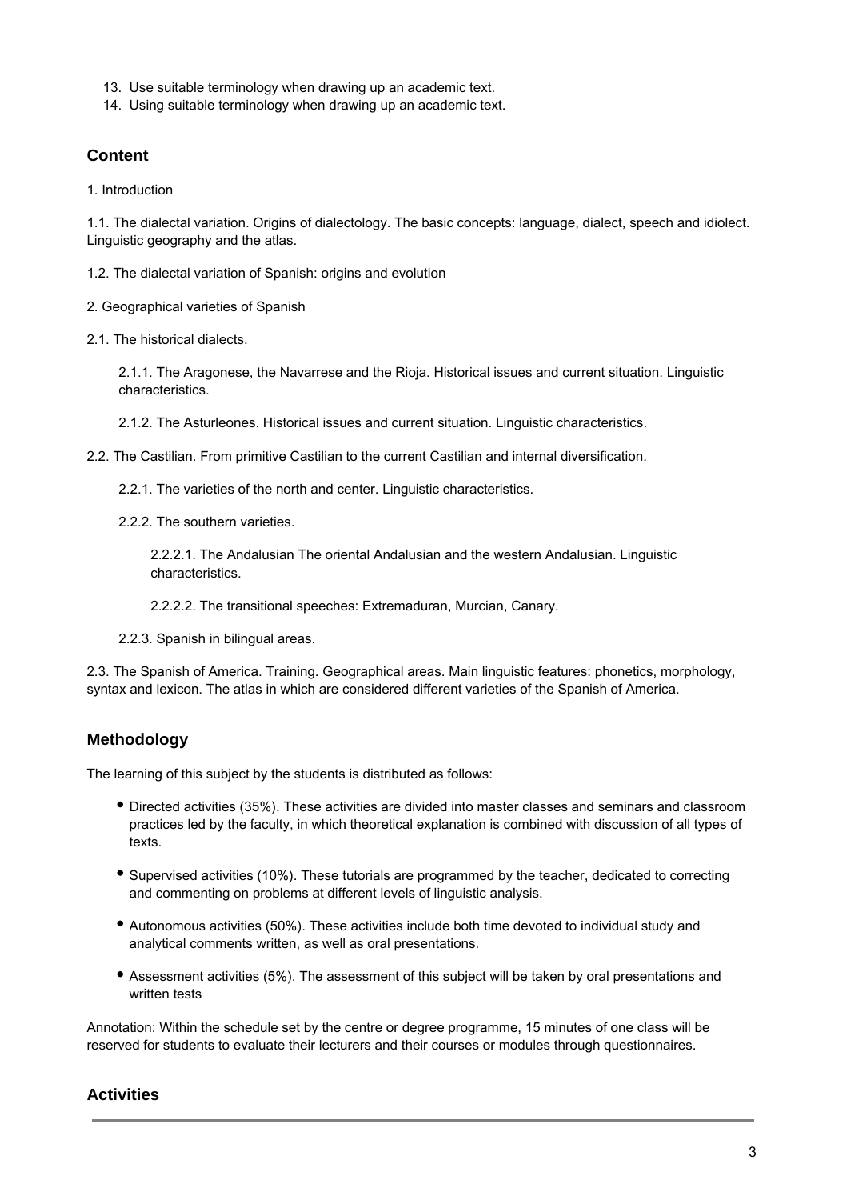13. Use suitable terminology when drawing up an academic text.
14. Using suitable terminology when drawing up an academic text.

## Content

1. Introduction

1.1. The dialectal variation. Origins of dialectology. The basic concepts: language, dialect, speech and idiolect. Linguistic geography and the atlas.

1.2. The dialectal variation of Spanish: origins and evolution

2. Geographical varieties of Spanish

2.1. The historical dialects.

2.1.1. The Aragonese, the Navarrese and the Rioja. Historical issues and current situation. Linguistic characteristics.

2.1.2. The Asturleones. Historical issues and current situation. Linguistic characteristics.

2.2. The Castilian. From primitive Castilian to the current Castilian and internal diversification.

2.2.1. The varieties of the north and center. Linguistic characteristics.

2.2.2. The southern varieties.

2.2.2.1. The Andalusian The oriental Andalusian and the western Andalusian. Linguistic characteristics.

2.2.2.2. The transitional speeches: Extremaduran, Murcian, Canary.

2.2.3. Spanish in bilingual areas.

2.3. The Spanish of America. Training. Geographical areas. Main linguistic features: phonetics, morphology, syntax and lexicon. The atlas in which are considered different varieties of the Spanish of America.

## Methodology

The learning of this subject by the students is distributed as follows:

- Directed activities (35%). These activities are divided into master classes and seminars and classroom practices led by the faculty, in which theoretical explanation is combined with discussion of all types of texts.
- Supervised activities (10%). These tutorials are programmed by the teacher, dedicated to correcting and commenting on problems at different levels of linguistic analysis.
- Autonomous activities (50%). These activities include both time devoted to individual study and analytical comments written, as well as oral presentations.
- Assessment activities (5%). The assessment of this subject will be taken by oral presentations and written tests

Annotation: Within the schedule set by the centre or degree programme, 15 minutes of one class will be reserved for students to evaluate their lecturers and their courses or modules through questionnaires.

## Activities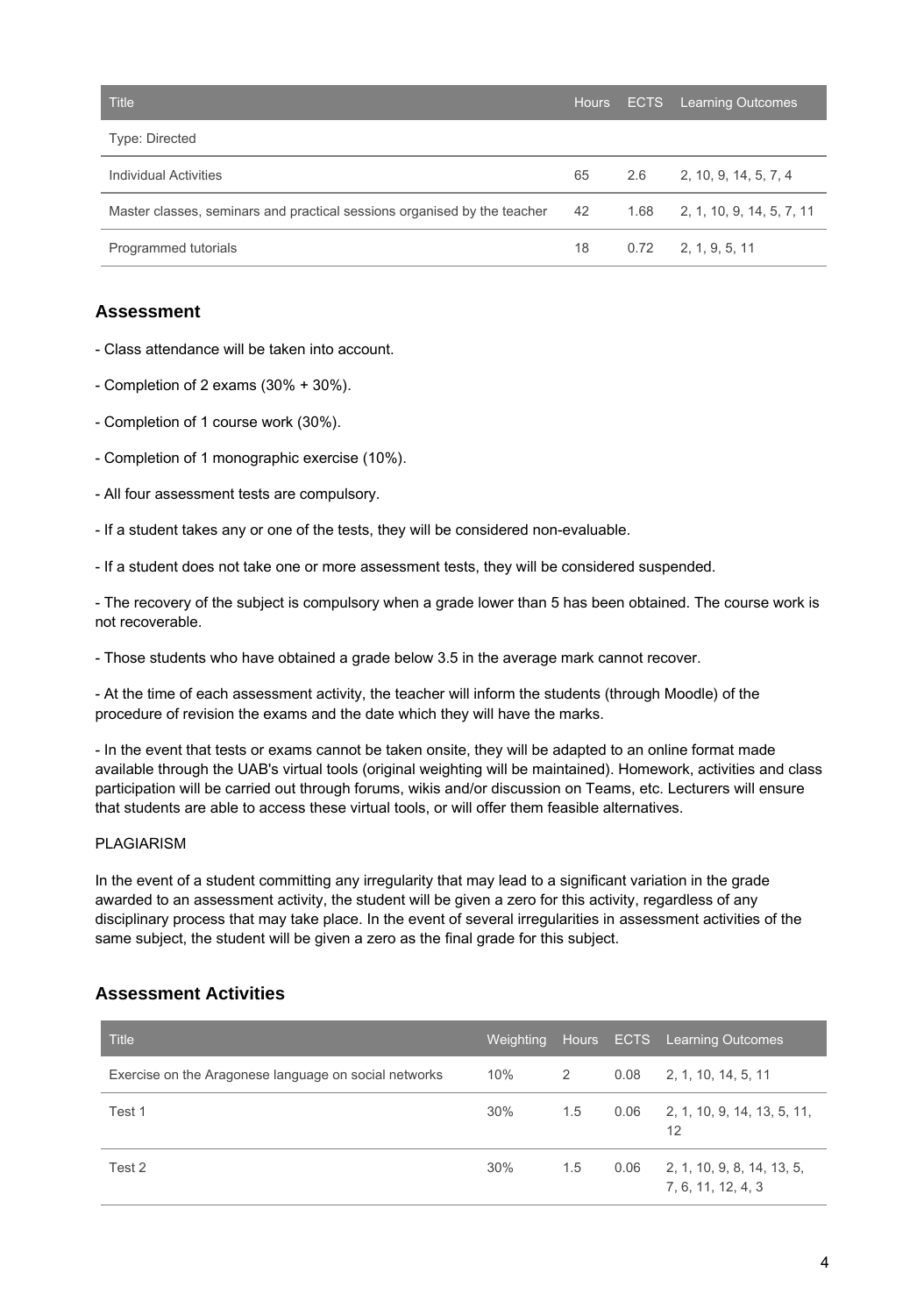| Title | Hours | ECTS | Learning Outcomes |
| --- | --- | --- | --- |
| Type: Directed | | | |
| Individual Activities | 65 | 2.6 | 2, 10, 9, 14, 5, 7, 4 |
| Master classes, seminars and practical sessions organised by the teacher | 42 | 1.68 | 2, 1, 10, 9, 14, 5, 7, 11 |
| Programmed tutorials | 18 | 0.72 | 2, 1, 9, 5, 11 |

## Assessment

- Class attendance will be taken into account.

- Completion of 2 exams (30% + 30%).

- Completion of 1 course work (30%).

- Completion of 1 monographic exercise (10%).

- All four assessment tests are compulsory.

- If a student takes any or one of the tests, they will be considered non-evaluable.

- If a student does not take one or more assessment tests, they will be considered suspended.

- The recovery of the subject is compulsory when a grade lower than 5 has been obtained. The course work is not recoverable.

- Those students who have obtained a grade below 3.5 in the average mark cannot recover.

- At the time of each assessment activity, the teacher will inform the students (through Moodle) of the procedure of revision the exams and the date which they will have the marks.

- In the event that tests or exams cannot be taken onsite, they will be adapted to an online format made available through the UAB's virtual tools (original weighting will be maintained). Homework, activities and class participation will be carried out through forums, wikis and/or discussion on Teams, etc. Lecturers will ensure that students are able to access these virtual tools, or will offer them feasible alternatives.

PLAGIARISM

In the event of a student committing any irregularity that may lead to a significant variation in the grade awarded to an assessment activity, the student will be given a zero for this activity, regardless of any disciplinary process that may take place. In the event of several irregularities in assessment activities of the same subject, the student will be given a zero as the final grade for this subject.

## Assessment Activities

| Title | Weighting | Hours | ECTS | Learning Outcomes |
| --- | --- | --- | --- | --- |
| Exercise on the Aragonese language on social networks | 10% | 2 | 0.08 | 2, 1, 10, 14, 5, 11 |
| Test 1 | 30% | 1.5 | 0.06 | 2, 1, 10, 9, 14, 13, 5, 11, 12 |
| Test 2 | 30% | 1.5 | 0.06 | 2, 1, 10, 9, 8, 14, 13, 5, 7, 6, 11, 12, 4, 3 |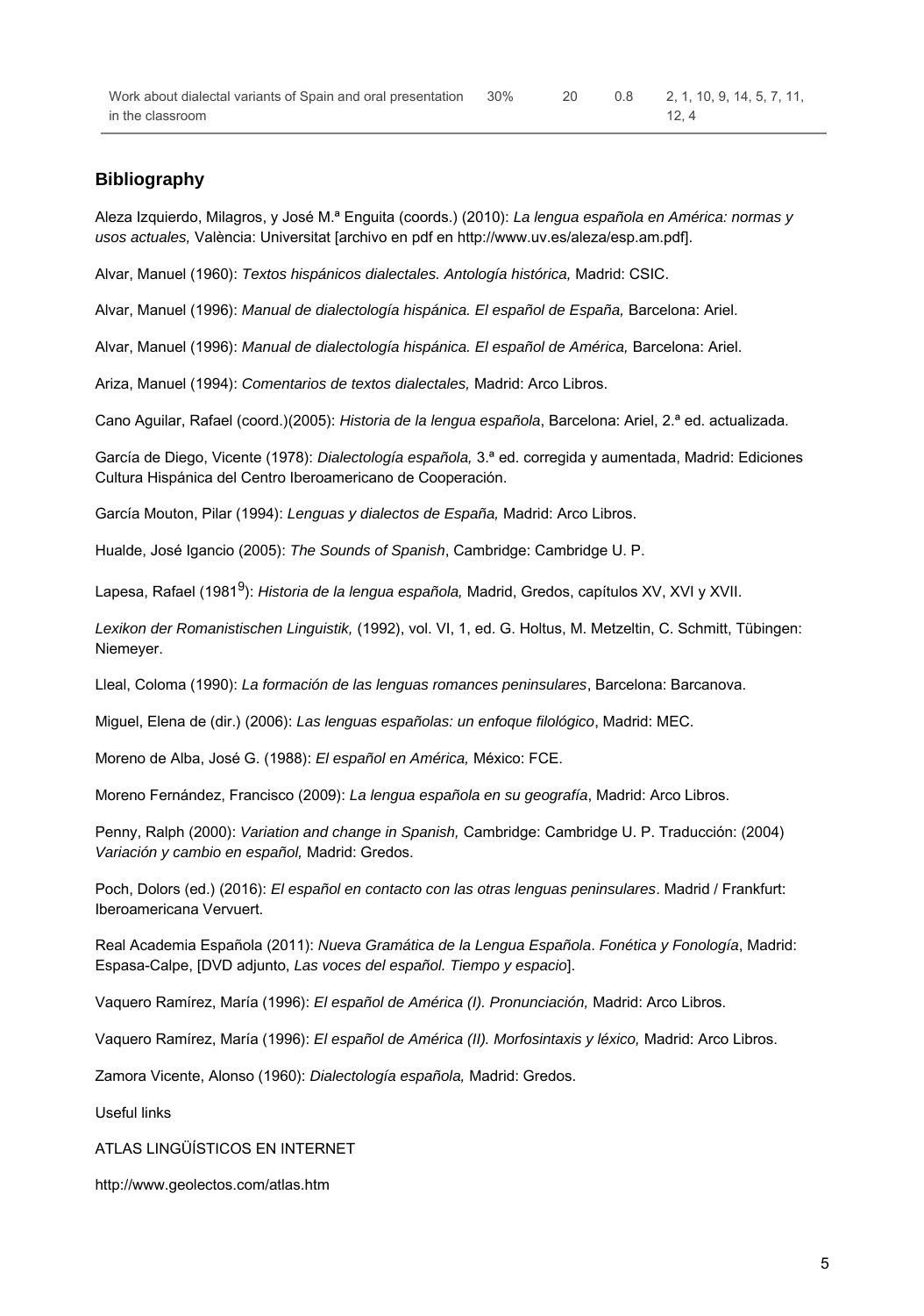| | | | | |
|---|---|---|---|---|
| Work about dialectal variants of Spain and oral presentation in the classroom | 30% | 20 | 0.8 | 2, 1, 10, 9, 14, 5, 7, 11, 12, 4 |

## Bibliography

Aleza Izquierdo, Milagros, y José M.ª Enguita (coords.) (2010): *La lengua española en América: normas y usos actuales,* València: Universitat [archivo en pdf en http://www.uv.es/aleza/esp.am.pdf].

Alvar, Manuel (1960): *Textos hispánicos dialectales. Antología histórica,* Madrid: CSIC.

Alvar, Manuel (1996): *Manual de dialectología hispánica. El español de España,* Barcelona: Ariel.

Alvar, Manuel (1996): *Manual de dialectología hispánica. El español de América,* Barcelona: Ariel.

Ariza, Manuel (1994): *Comentarios de textos dialectales,* Madrid: Arco Libros.

Cano Aguilar, Rafael (coord.)(2005): *Historia de la lengua española*, Barcelona: Ariel, 2.ª ed. actualizada.

García de Diego, Vicente (1978): *Dialectología española,* 3.ª ed. corregida y aumentada, Madrid: Ediciones Cultura Hispánica del Centro Iberoamericano de Cooperación.

García Mouton, Pilar (1994): *Lenguas y dialectos de España,* Madrid: Arco Libros.

Hualde, José Igancio (2005): *The Sounds of Spanish*, Cambridge: Cambridge U. P.

Lapesa, Rafael (1981$^{9}$): *Historia de la lengua española,* Madrid, Gredos, capítulos XV, XVI y XVII.

*Lexikon der Romanistischen Linguistik,* (1992), vol. VI, 1, ed. G. Holtus, M. Metzeltin, C. Schmitt, Tübingen: Niemeyer.

Lleal, Coloma (1990): *La formación de las lenguas romances peninsulares*, Barcelona: Barcanova.

Miguel, Elena de (dir.) (2006): *Las lenguas españolas: un enfoque filológico*, Madrid: MEC.

Moreno de Alba, José G. (1988): *El español en América,* México: FCE.

Moreno Fernández, Francisco (2009): *La lengua española en su geografía*, Madrid: Arco Libros.

Penny, Ralph (2000): *Variation and change in Spanish,* Cambridge: Cambridge U. P. Traducción: (2004) *Variación y cambio en español,* Madrid: Gredos.

Poch, Dolors (ed.) (2016): *El español en contacto con las otras lenguas peninsulares*. Madrid / Frankfurt: Iberoamericana Vervuert.

Real Academia Española (2011): *Nueva Gramática de la Lengua Española*. *Fonética y Fonología*, Madrid: Espasa-Calpe, [DVD adjunto, *Las voces del español. Tiempo y espacio*].

Vaquero Ramírez, María (1996): *El español de América (I). Pronunciación,* Madrid: Arco Libros.

Vaquero Ramírez, María (1996): *El español de América (II). Morfosintaxis y léxico,* Madrid: Arco Libros.

Zamora Vicente, Alonso (1960): *Dialectología española,* Madrid: Gredos.

Useful links

ATLAS LINGÜÍSTICOS EN INTERNET

http://www.geolectos.com/atlas.htm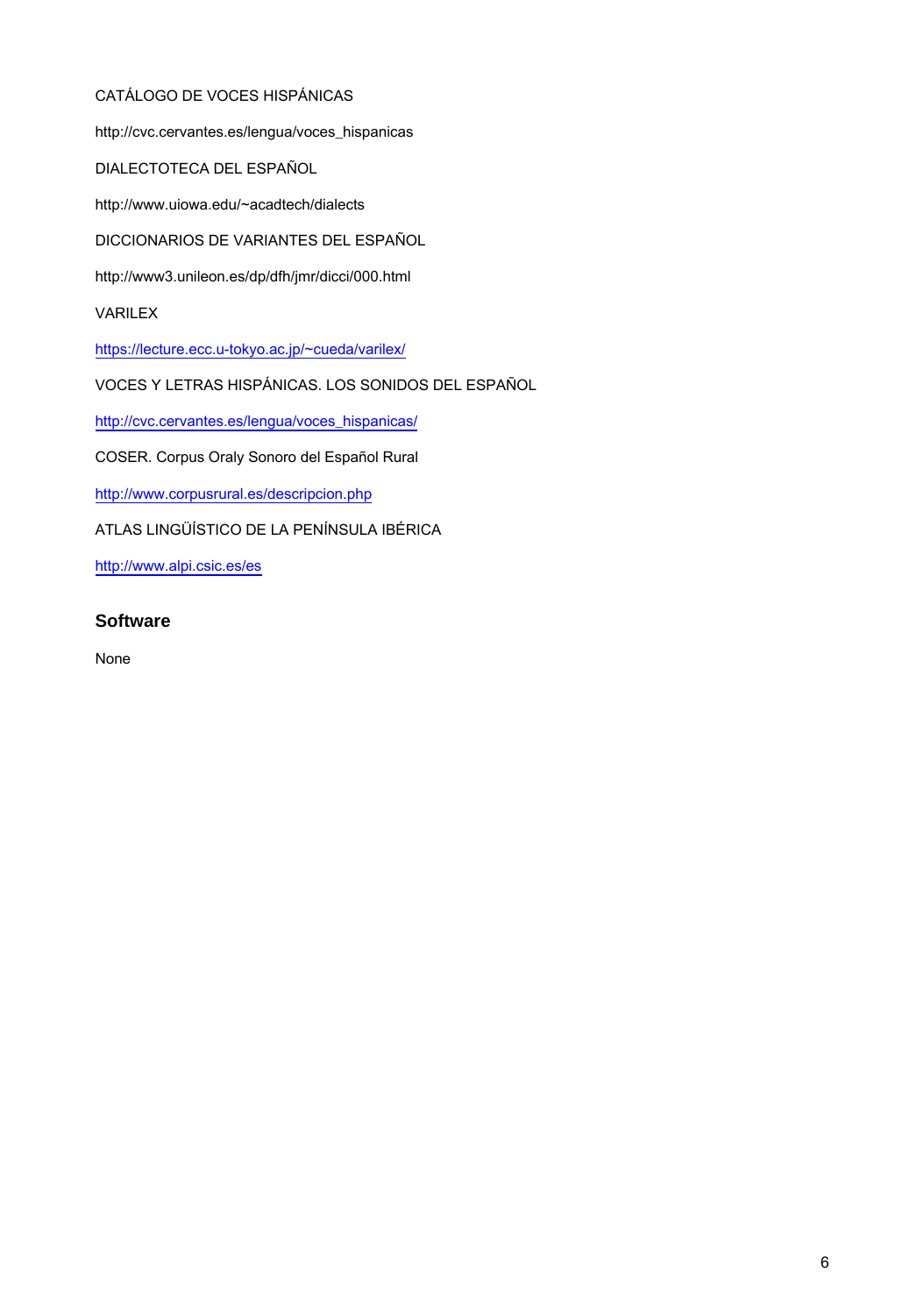CATÁLOGO DE VOCES HISPÁNICAS

http://cvc.cervantes.es/lengua/voces_hispanicas

DIALECTOTECA DEL ESPAÑOL

http://www.uiowa.edu/~acadtech/dialects

DICCIONARIOS DE VARIANTES DEL ESPAÑOL

http://www3.unileon.es/dp/dfh/jmr/dicci/000.html

VARILEX

https://lecture.ecc.u-tokyo.ac.jp/~cueda/varilex/

VOCES Y LETRAS HISPÁNICAS. LOS SONIDOS DEL ESPAÑOL

http://cvc.cervantes.es/lengua/voces_hispanicas/

COSER. Corpus Oraly Sonoro del Español Rural

http://www.corpusrural.es/descripcion.php

ATLAS LINGÜÍSTICO DE LA PENÍNSULA IBÉRICA

http://www.alpi.csic.es/es

## Software

None